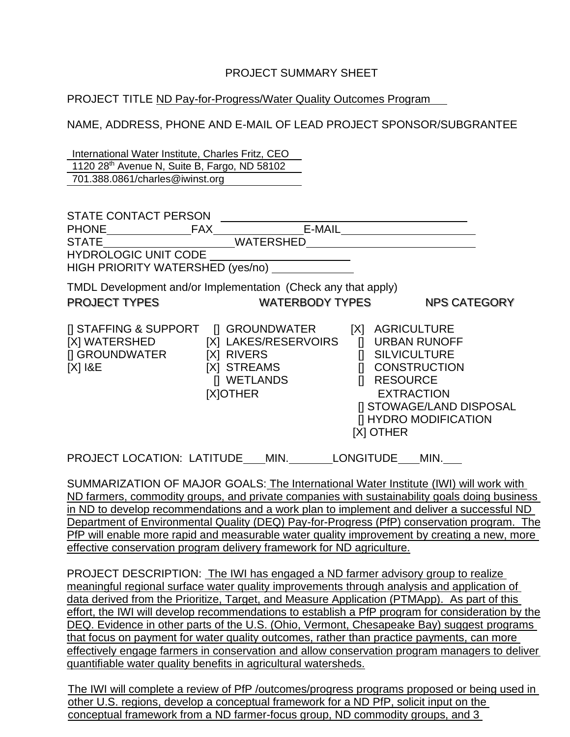# PROJECT SUMMARY SHEET

PROJECT TITLE ND Pay-for-Progress/Water Quality Outcomes Program

NAME, ADDRESS, PHONE AND E-MAIL OF LEAD PROJECT SPONSOR/SUBGRANTEE

International Water Institute, Charles Fritz, CEO
1120 28th Avenue N, Suite B, Fargo, ND 58102
701.388.0861/charles@iwinst.org

STATE CONTACT PERSON ______________________
PHONE __________ FAX __________ E-MAIL __________
STATE __________ WATERSHED __________
HYDROLOGIC UNIT CODE __________
HIGH PRIORITY WATERSHED (yes/no) __________

TMDL Development and/or Implementation (Check any that apply)

| PROJECT TYPES | WATERBODY TYPES | NPS CATEGORY |
|---|---|---|
| [] STAFFING & SUPPORT | [] GROUNDWATER | [X] AGRICULTURE |
| [X] WATERSHED | [X] LAKES/RESERVOIRS | [] URBAN RUNOFF |
| [] GROUNDWATER | [X] RIVERS | [] SILVICULTURE |
| [X] I&E | [X] STREAMS | [] CONSTRUCTION |
| | [] WETLANDS | [] RESOURCE EXTRACTION |
| | [X]OTHER | [] STOWAGE/LAND DISPOSAL |
| | | [] HYDRO MODIFICATION |
| | | [X] OTHER |

PROJECT LOCATION: LATITUDE ___ MIN. ___ LONGITUDE ___ MIN. ___

SUMMARIZATION OF MAJOR GOALS: The International Water Institute (IWI) will work with ND farmers, commodity groups, and private companies with sustainability goals doing business in ND to develop recommendations and a work plan to implement and deliver a successful ND Department of Environmental Quality (DEQ) Pay-for-Progress (PfP) conservation program. The PfP will enable more rapid and measurable water quality improvement by creating a new, more effective conservation program delivery framework for ND agriculture.

PROJECT DESCRIPTION: The IWI has engaged a ND farmer advisory group to realize meaningful regional surface water quality improvements through analysis and application of data derived from the Prioritize, Target, and Measure Application (PTMApp). As part of this effort, the IWI will develop recommendations to establish a PfP program for consideration by the DEQ. Evidence in other parts of the U.S. (Ohio, Vermont, Chesapeake Bay) suggest programs that focus on payment for water quality outcomes, rather than practice payments, can more effectively engage farmers in conservation and allow conservation program managers to deliver quantifiable water quality benefits in agricultural watersheds.

The IWI will complete a review of PfP /outcomes/progress programs proposed or being used in other U.S. regions, develop a conceptual framework for a ND PfP, solicit input on the conceptual framework from a ND farmer-focus group, ND commodity groups, and 3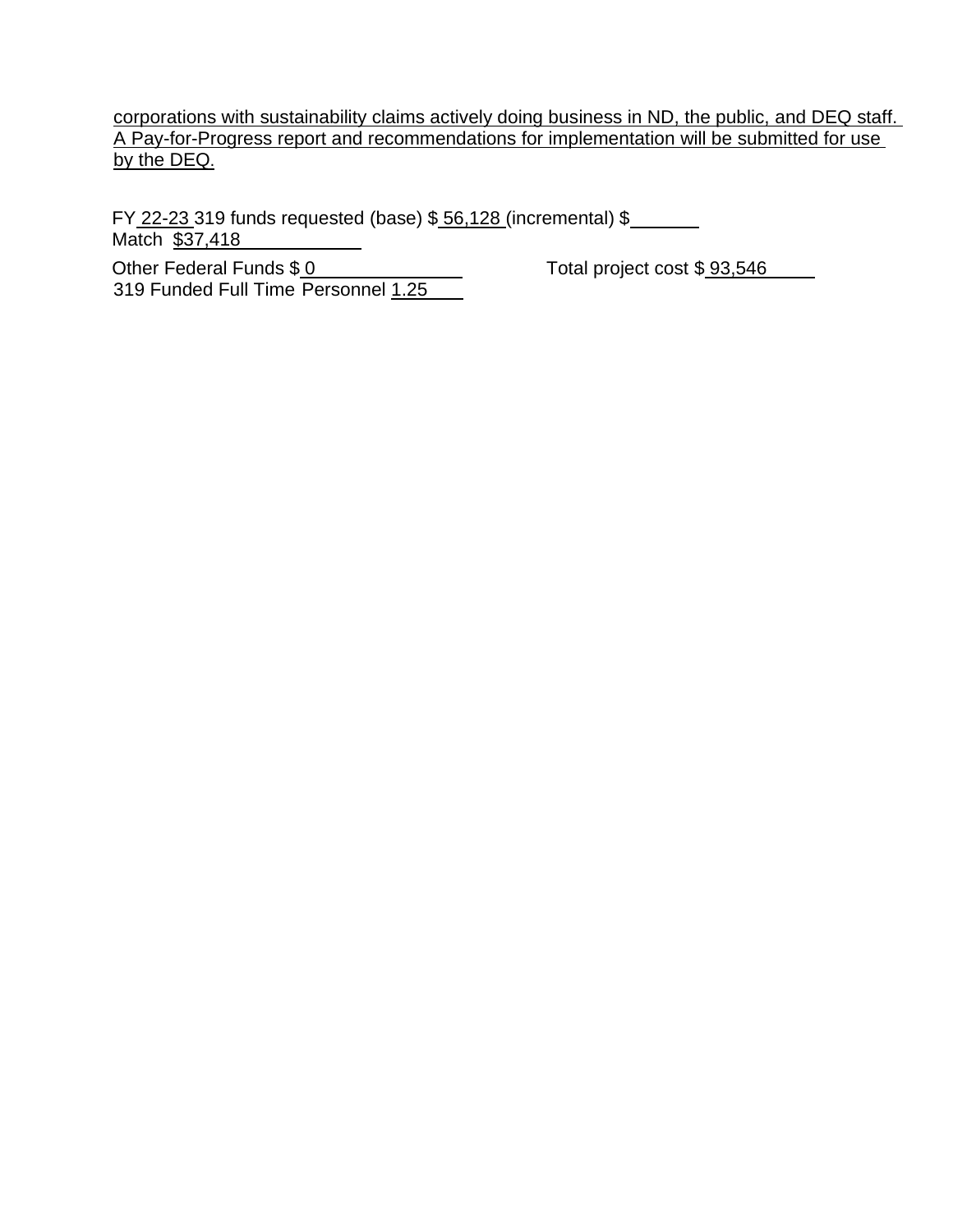corporations with sustainability claims actively doing business in ND, the public, and DEQ staff. A Pay-for-Progress report and recommendations for implementation will be submitted for use by the DEQ.

FY 22-23 319 funds requested (base) $ 56,128 (incremental) $
Match $37,418

Other Federal Funds $ 0 Total project cost $ 93,546
319 Funded Full Time Personnel 1.25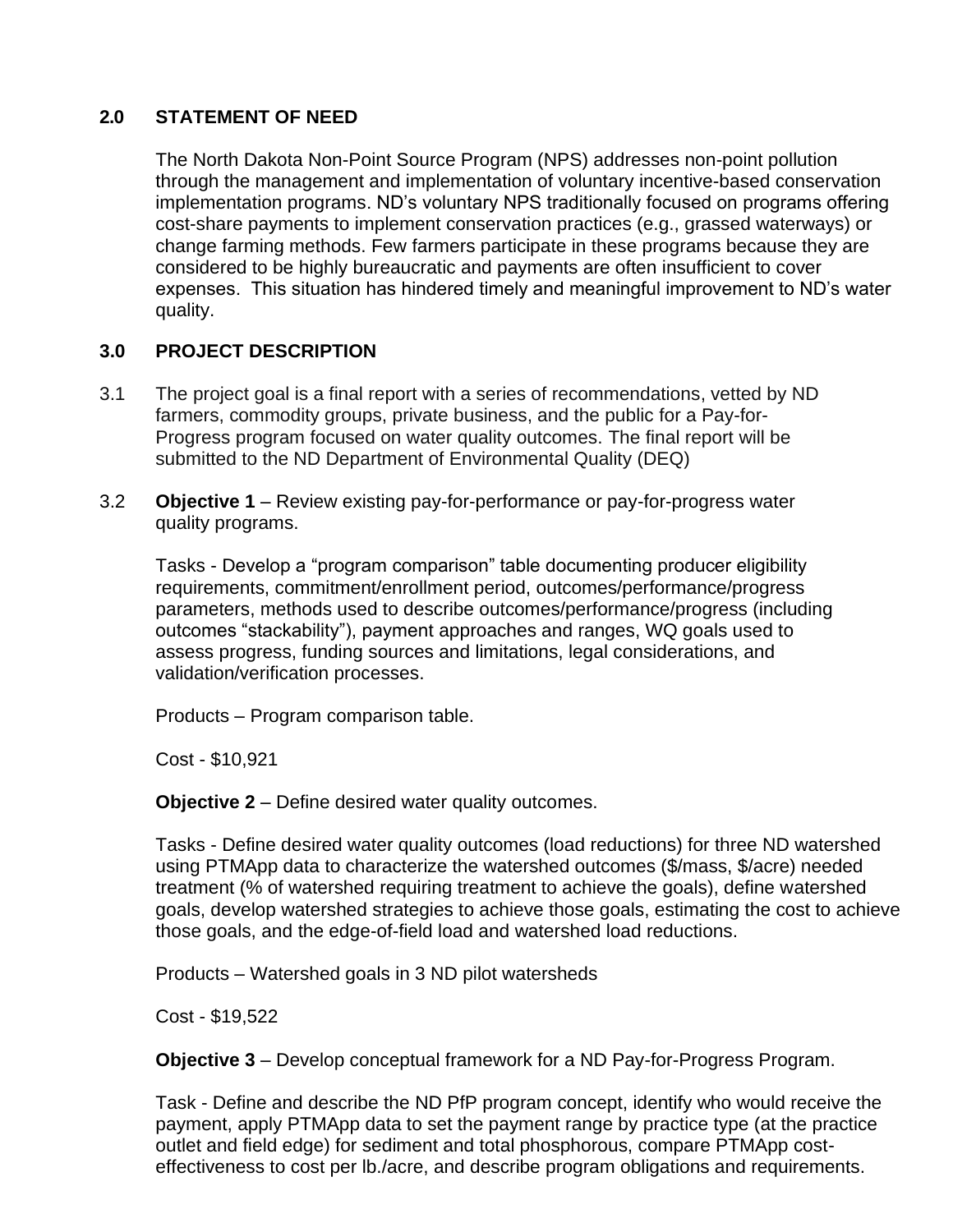## 2.0 STATEMENT OF NEED

The North Dakota Non-Point Source Program (NPS) addresses non-point pollution through the management and implementation of voluntary incentive-based conservation implementation programs. ND's voluntary NPS traditionally focused on programs offering cost-share payments to implement conservation practices (e.g., grassed waterways) or change farming methods. Few farmers participate in these programs because they are considered to be highly bureaucratic and payments are often insufficient to cover expenses. This situation has hindered timely and meaningful improvement to ND's water quality.

## 3.0 PROJECT DESCRIPTION

3.1 The project goal is a final report with a series of recommendations, vetted by ND farmers, commodity groups, private business, and the public for a Pay-for-Progress program focused on water quality outcomes. The final report will be submitted to the ND Department of Environmental Quality (DEQ)

3.2 **Objective 1** – Review existing pay-for-performance or pay-for-progress water quality programs.

Tasks - Develop a "program comparison" table documenting producer eligibility requirements, commitment/enrollment period, outcomes/performance/progress parameters, methods used to describe outcomes/performance/progress (including outcomes "stackability"), payment approaches and ranges, WQ goals used to assess progress, funding sources and limitations, legal considerations, and validation/verification processes.

Products – Program comparison table.

Cost - $10,921

**Objective 2** – Define desired water quality outcomes.

Tasks - Define desired water quality outcomes (load reductions) for three ND watershed using PTMApp data to characterize the watershed outcomes ($/mass, $/acre) needed treatment (% of watershed requiring treatment to achieve the goals), define watershed goals, develop watershed strategies to achieve those goals, estimating the cost to achieve those goals, and the edge-of-field load and watershed load reductions.

Products – Watershed goals in 3 ND pilot watersheds

Cost - $19,522

**Objective 3** – Develop conceptual framework for a ND Pay-for-Progress Program.

Task - Define and describe the ND PfP program concept, identify who would receive the payment, apply PTMApp data to set the payment range by practice type (at the practice outlet and field edge) for sediment and total phosphorous, compare PTMApp cost-effectiveness to cost per lb./acre, and describe program obligations and requirements.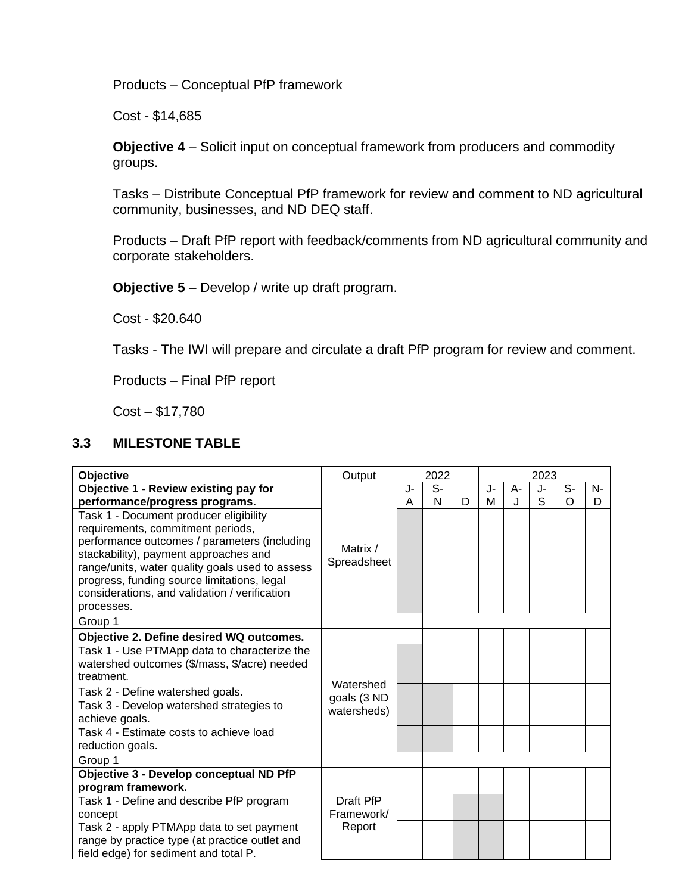Products – Conceptual PfP framework

Cost - $14,685

**Objective 4** – Solicit input on conceptual framework from producers and commodity groups.

Tasks – Distribute Conceptual PfP framework for review and comment to ND agricultural community, businesses, and ND DEQ staff.

Products – Draft PfP report with feedback/comments from ND agricultural community and corporate stakeholders.

**Objective 5** – Develop / write up draft program.

Cost - $20.640

Tasks - The IWI will prepare and circulate a draft PfP program for review and comment.

Products – Final PfP report

Cost – $17,780

## 3.3 MILESTONE TABLE

| Objective | Output | 2022 | | | 2023 | | | | |
|---|---|---|---|---|---|---|---|---|---|
| **Objective 1 - Review existing pay for performance/progress programs.** | | J-A | S-N | D | J-M | A-J | J-S | S-O | N-D |
| Task 1 - Document producer eligibility requirements, commitment periods, performance outcomes / parameters (including stackability), payment approaches and range/units, water quality goals used to assess progress, funding source limitations, legal considerations, and validation / verification processes. | Matrix / Spreadsheet | ■ | | | | | | | |
| Group 1 | | | | | | | | | |
| **Objective 2. Define desired WQ outcomes.** | Watershed goals (3 ND watersheds) | | | | | | | | |
| Task 1 - Use PTMApp data to characterize the watershed outcomes ($/mass, $/acre) needed treatment. | | ■ | | | | | | | |
| Task 2 - Define watershed goals. | | ■ | ■ | | | | | | |
| Task 3 - Develop watershed strategies to achieve goals. | | ■ | ■ | | | | | | |
| Task 4 - Estimate costs to achieve load reduction goals. | | ■ | ■ | | | | | | |
| Group 1 | | | | | | | | | |
| **Objective 3 - Develop conceptual ND PfP program framework.** | Draft PfP Framework/ Report | | | | | | | | |
| Task 1 - Define and describe PfP program concept | | | | ■ | ■ | | | | |
| Task 2 - apply PTMApp data to set payment range by practice type (at practice outlet and field edge) for sediment and total P. | | | | ■ | ■ | | | | |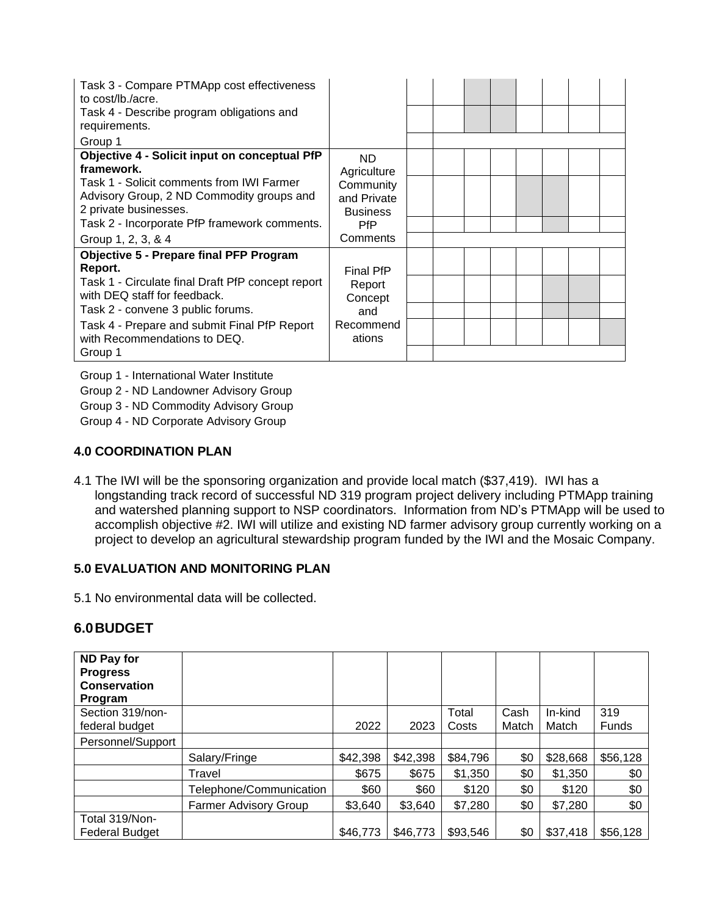| | | | | | | | | | |
|---|---|---|---|---|---|---|---|---|---|
| Task 3 - Compare PTMApp cost effectiveness to cost/lb./acre. | | | | | | | | | |
| Task 4 - Describe program obligations and requirements. | | | | | | | | | |
| Group 1 | | | | | | | | | |
| **Objective 4 - Solicit input on conceptual PfP framework.** | ND Agriculture Community and Private Business PfP Comments | | | | | | | | |
| Task 1 - Solicit comments from IWI Farmer Advisory Group, 2 ND Commodity groups and 2 private businesses. | | | | | | | | | |
| Task 2 - Incorporate PfP framework comments. | | | | | | | | | |
| Group 1, 2, 3, & 4 | | | | | | | | | |
| **Objective 5 - Prepare final PFP Program Report.** | Final PfP Report Concept and Recommendations | | | | | | | | |
| Task 1 - Circulate final Draft PfP concept report with DEQ staff for feedback. | | | | | | | | | |
| Task 2 - convene 3 public forums. | | | | | | | | | |
| Task 4 - Prepare and submit Final PfP Report with Recommendations to DEQ. | | | | | | | | | |
| Group 1 | | | | | | | | | |

Group 1 - International Water Institute
Group 2 - ND Landowner Advisory Group
Group 3 - ND Commodity Advisory Group
Group 4 - ND Corporate Advisory Group

## 4.0 COORDINATION PLAN

4.1 The IWI will be the sponsoring organization and provide local match ($37,419). IWI has a longstanding track record of successful ND 319 program project delivery including PTMApp training and watershed planning support to NSP coordinators. Information from ND's PTMApp will be used to accomplish objective #2. IWI will utilize and existing ND farmer advisory group currently working on a project to develop an agricultural stewardship program funded by the IWI and the Mosaic Company.

## 5.0 EVALUATION AND MONITORING PLAN

5.1 No environmental data will be collected.

## 6.0 BUDGET

| **ND Pay for Progress Conservation Program** | | | | | | | |
|---|---|---|---|---|---|---|---|
| Section 319/non-federal budget | | 2022 | 2023 | Total Costs | Cash Match | In-kind Match | 319 Funds |
| Personnel/Support | | | | | | | |
| | Salary/Fringe | $42,398 | $42,398 | $84,796 | $0 | $28,668 | $56,128 |
| | Travel | $675 | $675 | $1,350 | $0 | $1,350 | $0 |
| | Telephone/Communication | $60 | $60 | $120 | $0 | $120 | $0 |
| | Farmer Advisory Group | $3,640 | $3,640 | $7,280 | $0 | $7,280 | $0 |
| Total 319/Non-Federal Budget | | $46,773 | $46,773 | $93,546 | $0 | $37,418 | $56,128 |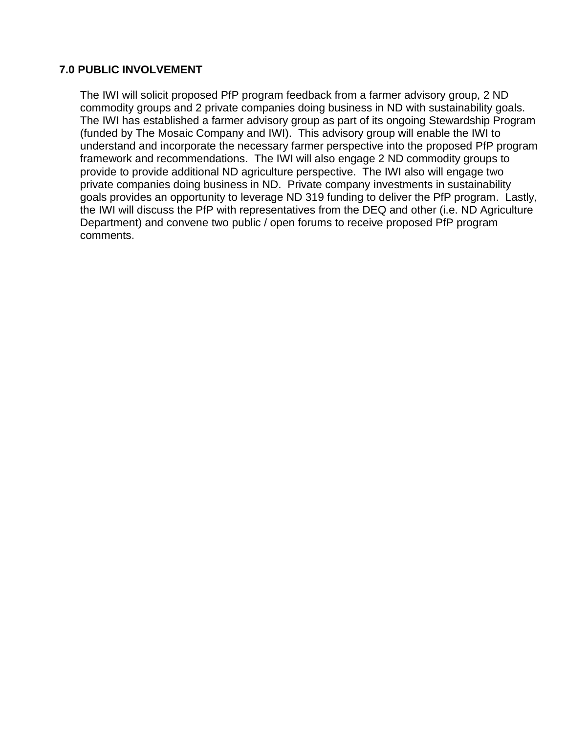## 7.0 PUBLIC INVOLVEMENT

The IWI will solicit proposed PfP program feedback from a farmer advisory group, 2 ND commodity groups and 2 private companies doing business in ND with sustainability goals. The IWI has established a farmer advisory group as part of its ongoing Stewardship Program (funded by The Mosaic Company and IWI). This advisory group will enable the IWI to understand and incorporate the necessary farmer perspective into the proposed PfP program framework and recommendations. The IWI will also engage 2 ND commodity groups to provide to provide additional ND agriculture perspective. The IWI also will engage two private companies doing business in ND. Private company investments in sustainability goals provides an opportunity to leverage ND 319 funding to deliver the PfP program. Lastly, the IWI will discuss the PfP with representatives from the DEQ and other (i.e. ND Agriculture Department) and convene two public / open forums to receive proposed PfP program comments.